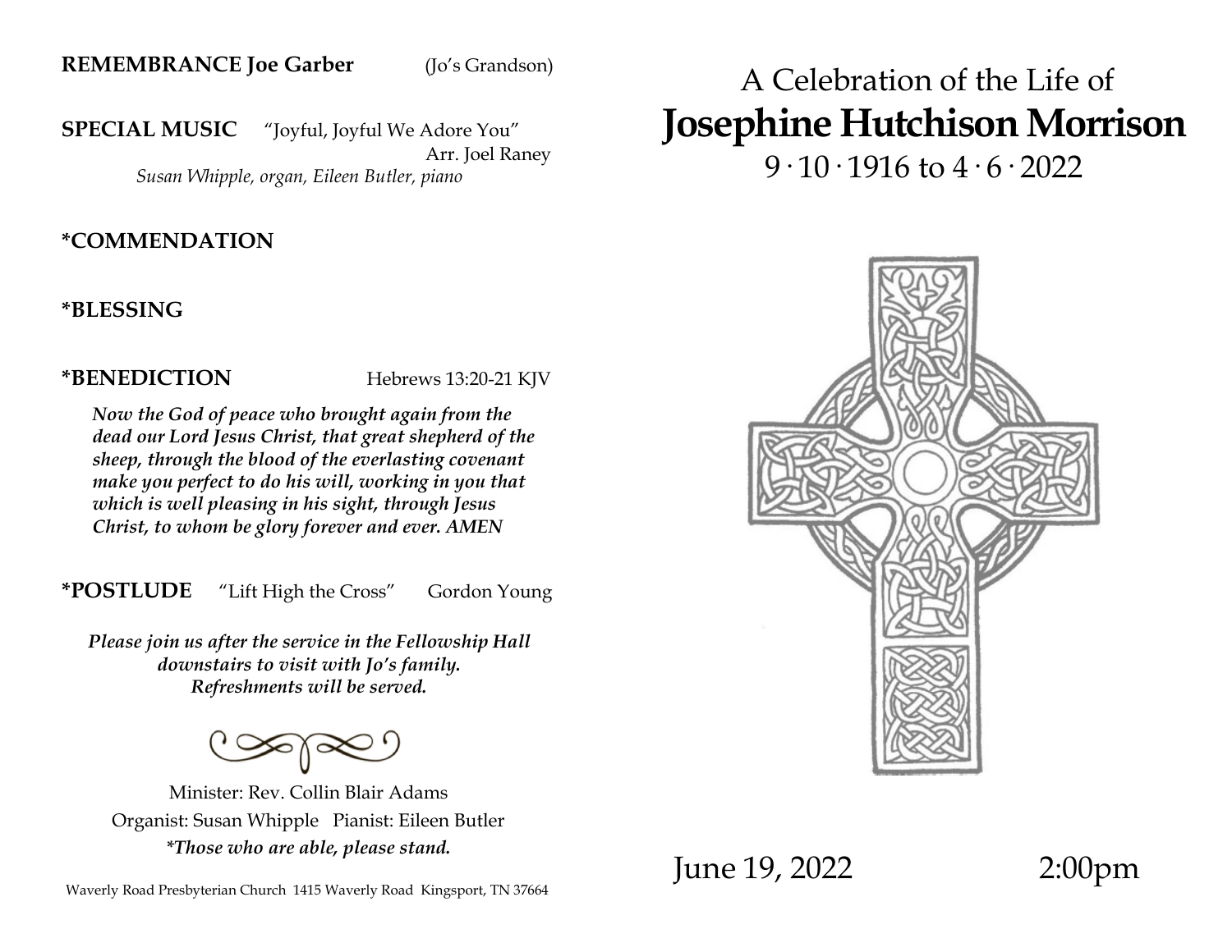**REMEMBRANCE Joe Garber** (Jo's Grandson)

**SPECIAL MUSIC** "Joyful, Joyful We Adore You"
Arr. Joel Raney
*Susan Whipple, organ, Eileen Butler, piano*

**\*COMMENDATION**

**\*BLESSING**

**\*BENEDICTION** Hebrews 13:20-21 KJV

***Now the God of peace who brought again from the dead our Lord Jesus Christ, that great shepherd of the sheep, through the blood of the everlasting covenant make you perfect to do his will, working in you that which is well pleasing in his sight, through Jesus Christ, to whom be glory forever and ever. AMEN***

**\*POSTLUDE** "Lift High the Cross" Gordon Young

***Please join us after the service in the Fellowship Hall downstairs to visit with Jo's family. Refreshments will be served.***

Minister: Rev. Collin Blair Adams
Organist: Susan Whipple Pianist: Eileen Butler
***\*Those who are able, please stand.***

Waverly Road Presbyterian Church 1415 Waverly Road Kingsport, TN 37664

A Celebration of the Life of

# Josephine Hutchison Morrison

9 · 10 · 1916 to 4 · 6 · 2022

June 19, 2022 2:00pm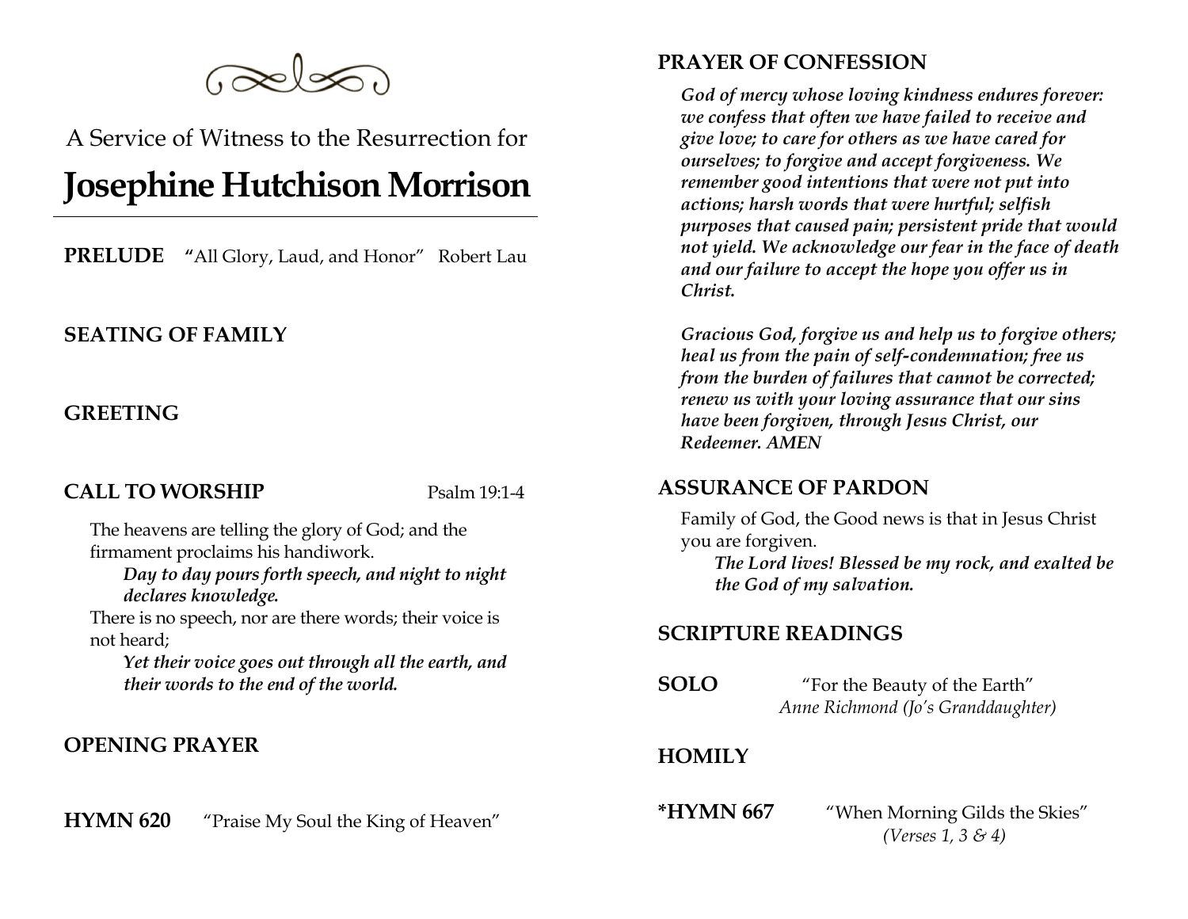A Service of Witness to the Resurrection for

# Josephine Hutchison Morrison

---

**PRELUDE** **"**All Glory, Laud, and Honor" Robert Lau

**SEATING OF FAMILY**

**GREETING**

**CALL TO WORSHIP** Psalm 19:1-4

The heavens are telling the glory of God; and the firmament proclaims his handiwork.

> ***Day to day pours forth speech, and night to night declares knowledge.***

There is no speech, nor are there words; their voice is not heard;

> ***Yet their voice goes out through all the earth, and their words to the end of the world.***

**OPENING PRAYER**

**HYMN 620** "Praise My Soul the King of Heaven"

**PRAYER OF CONFESSION**

***God of mercy whose loving kindness endures forever: we confess that often we have failed to receive and give love; to care for others as we have cared for ourselves; to forgive and accept forgiveness. We remember good intentions that were not put into actions; harsh words that were hurtful; selfish purposes that caused pain; persistent pride that would not yield. We acknowledge our fear in the face of death and our failure to accept the hope you offer us in Christ.***

***Gracious God, forgive us and help us to forgive others; heal us from the pain of self-condemnation; free us from the burden of failures that cannot be corrected; renew us with your loving assurance that our sins have been forgiven, through Jesus Christ, our Redeemer. AMEN***

**ASSURANCE OF PARDON**

Family of God, the Good news is that in Jesus Christ you are forgiven.

> ***The Lord lives! Blessed be my rock, and exalted be the God of my salvation.***

**SCRIPTURE READINGS**

**SOLO** "For the Beauty of the Earth"
*Anne Richmond (Jo's Granddaughter)*

**HOMILY**

**\*HYMN 667** "When Morning Gilds the Skies"
*(Verses 1, 3 & 4)*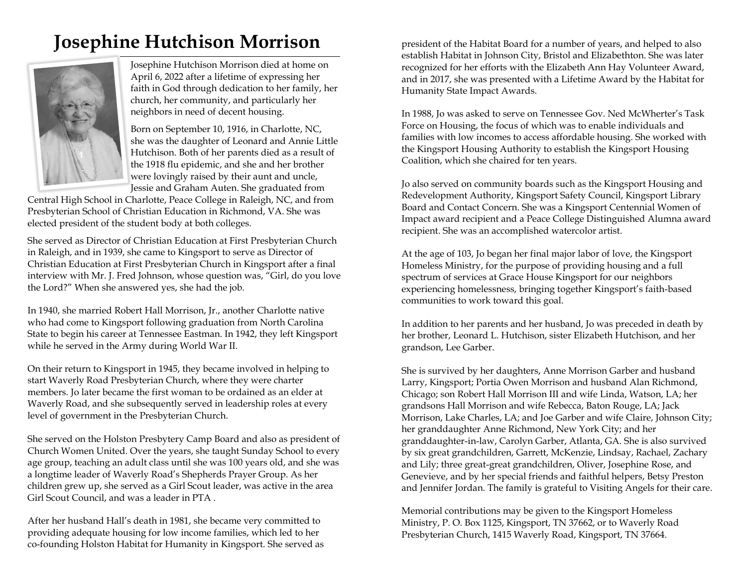# Josephine Hutchison Morrison

Josephine Hutchison Morrison died at home on April 6, 2022 after a lifetime of expressing her faith in God through dedication to her family, her church, her community, and particularly her neighbors in need of decent housing.

Born on September 10, 1916, in Charlotte, NC, she was the daughter of Leonard and Annie Little Hutchison. Both of her parents died as a result of the 1918 flu epidemic, and she and her brother were lovingly raised by their aunt and uncle, Jessie and Graham Auten. She graduated from Central High School in Charlotte, Peace College in Raleigh, NC, and from Presbyterian School of Christian Education in Richmond, VA. She was elected president of the student body at both colleges.

She served as Director of Christian Education at First Presbyterian Church in Raleigh, and in 1939, she came to Kingsport to serve as Director of Christian Education at First Presbyterian Church in Kingsport after a final interview with Mr. J. Fred Johnson, whose question was, "Girl, do you love the Lord?" When she answered yes, she had the job.

In 1940, she married Robert Hall Morrison, Jr., another Charlotte native who had come to Kingsport following graduation from North Carolina State to begin his career at Tennessee Eastman. In 1942, they left Kingsport while he served in the Army during World War II.

On their return to Kingsport in 1945, they became involved in helping to start Waverly Road Presbyterian Church, where they were charter members. Jo later became the first woman to be ordained as an elder at Waverly Road, and she subsequently served in leadership roles at every level of government in the Presbyterian Church.

She served on the Holston Presbytery Camp Board and also as president of Church Women United. Over the years, she taught Sunday School to every age group, teaching an adult class until she was 100 years old, and she was a longtime leader of Waverly Road's Shepherds Prayer Group. As her children grew up, she served as a Girl Scout leader, was active in the area Girl Scout Council, and was a leader in PTA .

After her husband Hall's death in 1981, she became very committed to providing adequate housing for low income families, which led to her co-founding Holston Habitat for Humanity in Kingsport. She served as president of the Habitat Board for a number of years, and helped to also establish Habitat in Johnson City, Bristol and Elizabethton. She was later recognized for her efforts with the Elizabeth Ann Hay Volunteer Award, and in 2017, she was presented with a Lifetime Award by the Habitat for Humanity State Impact Awards.

In 1988, Jo was asked to serve on Tennessee Gov. Ned McWherter's Task Force on Housing, the focus of which was to enable individuals and families with low incomes to access affordable housing. She worked with the Kingsport Housing Authority to establish the Kingsport Housing Coalition, which she chaired for ten years.

Jo also served on community boards such as the Kingsport Housing and Redevelopment Authority, Kingsport Safety Council, Kingsport Library Board and Contact Concern. She was a Kingsport Centennial Women of Impact award recipient and a Peace College Distinguished Alumna award recipient. She was an accomplished watercolor artist.

At the age of 103, Jo began her final major labor of love, the Kingsport Homeless Ministry, for the purpose of providing housing and a full spectrum of services at Grace House Kingsport for our neighbors experiencing homelessness, bringing together Kingsport's faith-based communities to work toward this goal.

In addition to her parents and her husband, Jo was preceded in death by her brother, Leonard L. Hutchison, sister Elizabeth Hutchison, and her grandson, Lee Garber.

She is survived by her daughters, Anne Morrison Garber and husband Larry, Kingsport; Portia Owen Morrison and husband Alan Richmond, Chicago; son Robert Hall Morrison III and wife Linda, Watson, LA; her grandsons Hall Morrison and wife Rebecca, Baton Rouge, LA; Jack Morrison, Lake Charles, LA; and Joe Garber and wife Claire, Johnson City; her granddaughter Anne Richmond, New York City; and her granddaughter-in-law, Carolyn Garber, Atlanta, GA. She is also survived by six great grandchildren, Garrett, McKenzie, Lindsay, Rachael, Zachary and Lily; three great-great grandchildren, Oliver, Josephine Rose, and Genevieve, and by her special friends and faithful helpers, Betsy Preston and Jennifer Jordan. The family is grateful to Visiting Angels for their care.

Memorial contributions may be given to the Kingsport Homeless Ministry, P. O. Box 1125, Kingsport, TN 37662, or to Waverly Road Presbyterian Church, 1415 Waverly Road, Kingsport, TN 37664.